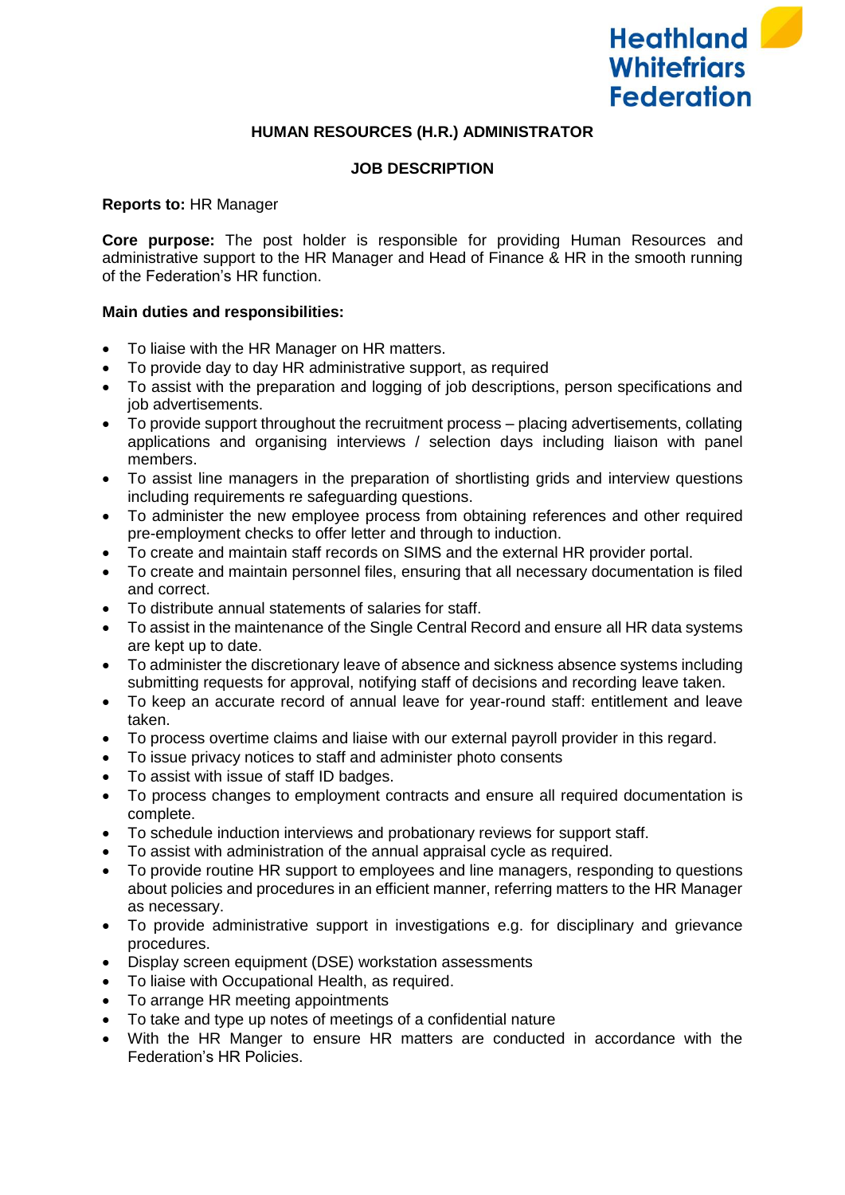Heathland Whitefriars Federation

# HUMAN RESOURCES (H.R.) ADMINISTRATOR

## JOB DESCRIPTION

**Reports to:** HR Manager

**Core purpose:** The post holder is responsible for providing Human Resources and administrative support to the HR Manager and Head of Finance & HR in the smooth running of the Federation's HR function.

**Main duties and responsibilities:**

- To liaise with the HR Manager on HR matters.
- To provide day to day HR administrative support, as required
- To assist with the preparation and logging of job descriptions, person specifications and job advertisements.
- To provide support throughout the recruitment process – placing advertisements, collating applications and organising interviews / selection days including liaison with panel members.
- To assist line managers in the preparation of shortlisting grids and interview questions including requirements re safeguarding questions.
- To administer the new employee process from obtaining references and other required pre-employment checks to offer letter and through to induction.
- To create and maintain staff records on SIMS and the external HR provider portal.
- To create and maintain personnel files, ensuring that all necessary documentation is filed and correct.
- To distribute annual statements of salaries for staff.
- To assist in the maintenance of the Single Central Record and ensure all HR data systems are kept up to date.
- To administer the discretionary leave of absence and sickness absence systems including submitting requests for approval, notifying staff of decisions and recording leave taken.
- To keep an accurate record of annual leave for year-round staff: entitlement and leave taken.
- To process overtime claims and liaise with our external payroll provider in this regard.
- To issue privacy notices to staff and administer photo consents
- To assist with issue of staff ID badges.
- To process changes to employment contracts and ensure all required documentation is complete.
- To schedule induction interviews and probationary reviews for support staff.
- To assist with administration of the annual appraisal cycle as required.
- To provide routine HR support to employees and line managers, responding to questions about policies and procedures in an efficient manner, referring matters to the HR Manager as necessary.
- To provide administrative support in investigations e.g. for disciplinary and grievance procedures.
- Display screen equipment (DSE) workstation assessments
- To liaise with Occupational Health, as required.
- To arrange HR meeting appointments
- To take and type up notes of meetings of a confidential nature
- With the HR Manger to ensure HR matters are conducted in accordance with the Federation's HR Policies.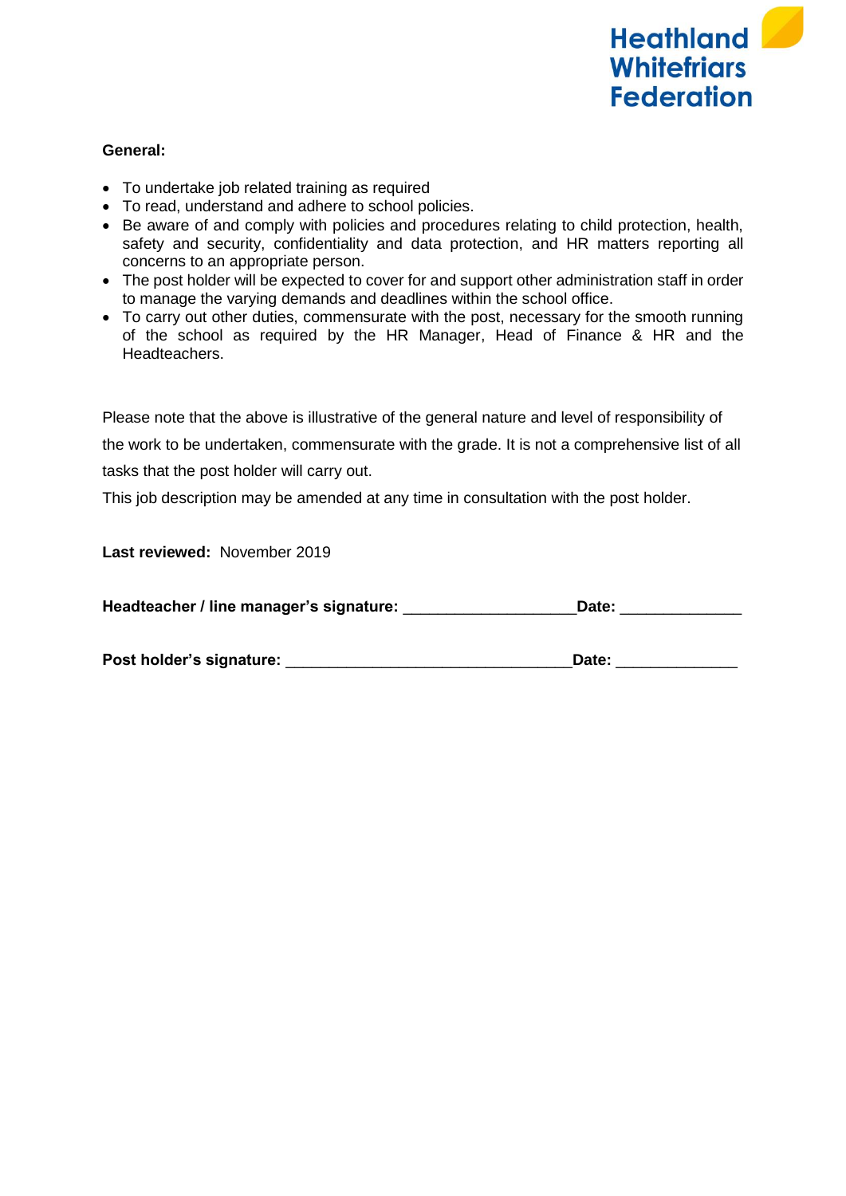**General:**

- To undertake job related training as required
- To read, understand and adhere to school policies.
- Be aware of and comply with policies and procedures relating to child protection, health, safety and security, confidentiality and data protection, and HR matters reporting all concerns to an appropriate person.
- The post holder will be expected to cover for and support other administration staff in order to manage the varying demands and deadlines within the school office.
- To carry out other duties, commensurate with the post, necessary for the smooth running of the school as required by the HR Manager, Head of Finance & HR and the Headteachers.

Please note that the above is illustrative of the general nature and level of responsibility of the work to be undertaken, commensurate with the grade. It is not a comprehensive list of all tasks that the post holder will carry out.

This job description may be amended at any time in consultation with the post holder.

**Last reviewed:** November 2019

**Headteacher / line manager's signature:** ____________________**Date:** ______________

**Post holder's signature:** _________________________________**Date:** ______________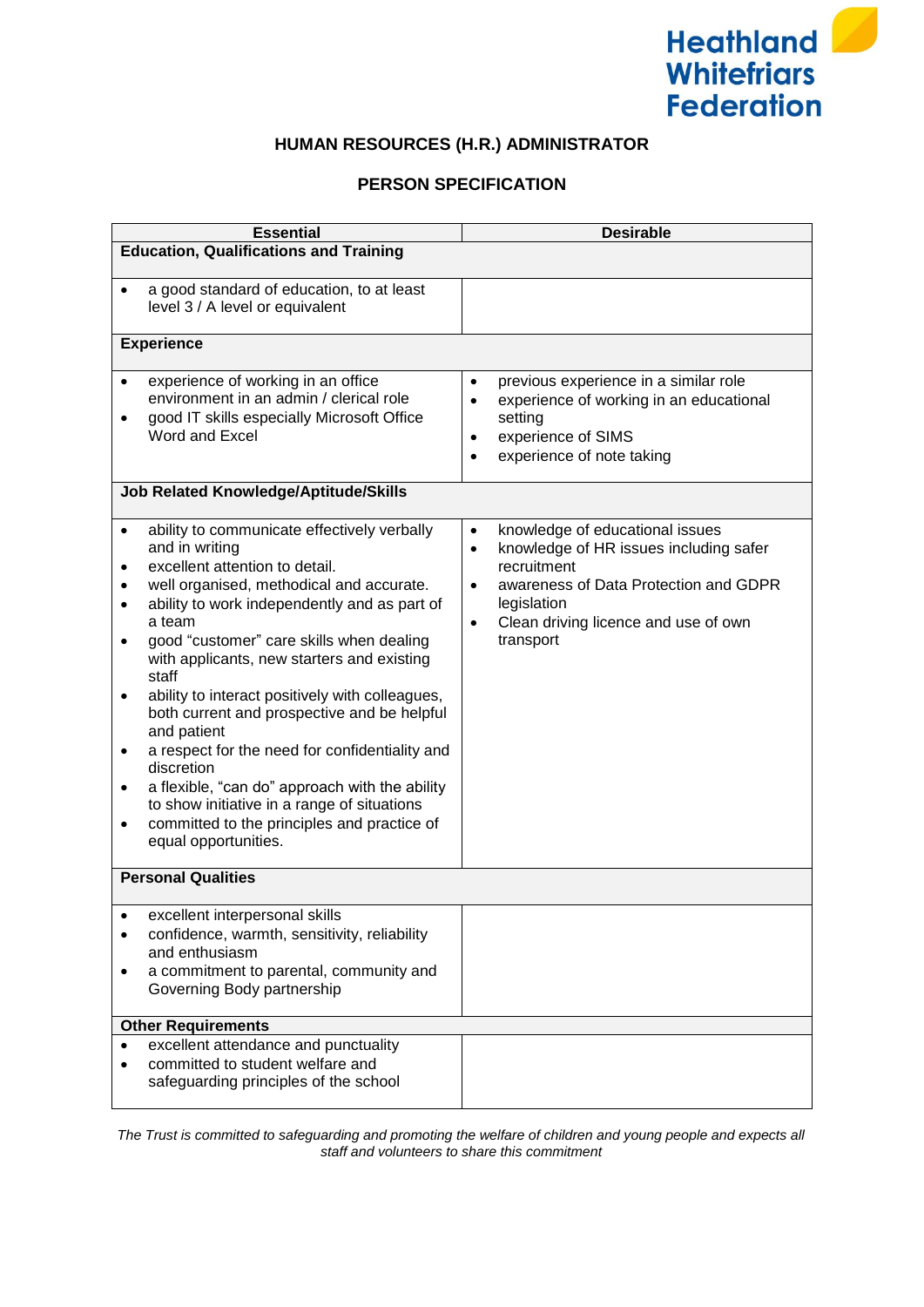Heathland Whitefriars Federation

## HUMAN RESOURCES (H.R.) ADMINISTRATOR

## PERSON SPECIFICATION

| Essential | Desirable |
|---|---|
| **Education, Qualifications and Training** | |
| • a good standard of education, to at least level 3 / A level or equivalent | |
| **Experience** | |
| • experience of working in an office environment in an admin / clerical role<br>• good IT skills especially Microsoft Office Word and Excel | • previous experience in a similar role<br>• experience of working in an educational setting<br>• experience of SIMS<br>• experience of note taking |
| **Job Related Knowledge/Aptitude/Skills** | |
| • ability to communicate effectively verbally and in writing<br>• excellent attention to detail.<br>• well organised, methodical and accurate.<br>• ability to work independently and as part of a team<br>• good "customer" care skills when dealing with applicants, new starters and existing staff<br>• ability to interact positively with colleagues, both current and prospective and be helpful and patient<br>• a respect for the need for confidentiality and discretion<br>• a flexible, "can do" approach with the ability to show initiative in a range of situations<br>• committed to the principles and practice of equal opportunities. | • knowledge of educational issues<br>• knowledge of HR issues including safer recruitment<br>• awareness of Data Protection and GDPR legislation<br>• Clean driving licence and use of own transport |
| **Personal Qualities** | |
| • excellent interpersonal skills<br>• confidence, warmth, sensitivity, reliability and enthusiasm<br>• a commitment to parental, community and Governing Body partnership | |
| **Other Requirements** | |
| • excellent attendance and punctuality<br>• committed to student welfare and safeguarding principles of the school | |

*The Trust is committed to safeguarding and promoting the welfare of children and young people and expects all staff and volunteers to share this commitment*